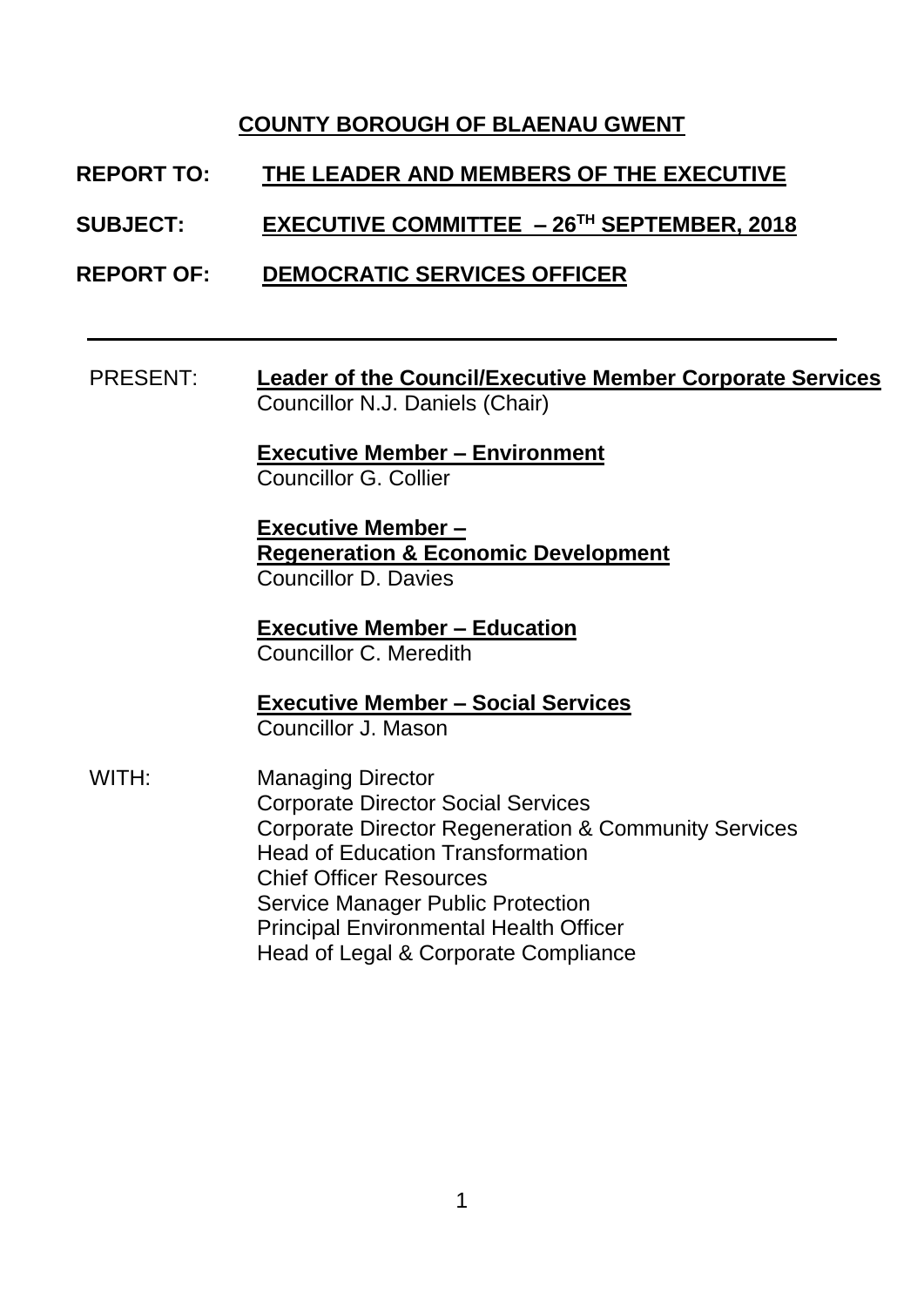# COUNTY BOROUGH OF BLAENAU GWENT

**REPORT TO:** **THE LEADER AND MEMBERS OF THE EXECUTIVE**

**SUBJECT:** **EXECUTIVE COMMITTEE – 26TH SEPTEMBER, 2018**

**REPORT OF:** **DEMOCRATIC SERVICES OFFICER**

---

PRESENT:

**Leader of the Council/Executive Member Corporate Services**
Councillor N.J. Daniels (Chair)

**Executive Member – Environment**
Councillor G. Collier

**Executive Member – Regeneration & Economic Development**
Councillor D. Davies

**Executive Member – Education**
Councillor C. Meredith

**Executive Member – Social Services**
Councillor J. Mason

WITH:

Managing Director
Corporate Director Social Services
Corporate Director Regeneration & Community Services
Head of Education Transformation
Chief Officer Resources
Service Manager Public Protection
Principal Environmental Health Officer
Head of Legal & Corporate Compliance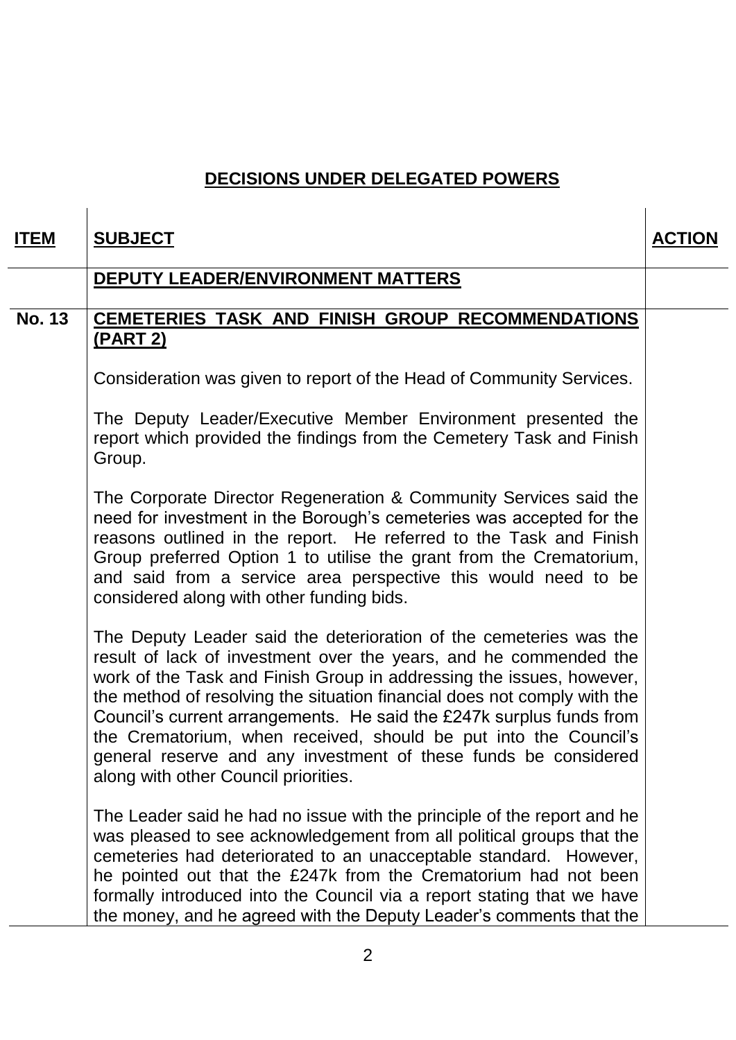## DECISIONS UNDER DELEGATED POWERS

| ITEM | SUBJECT | ACTION |
|---|---|---|
| | **DEPUTY LEADER/ENVIRONMENT MATTERS** | |
| **No. 13** | **CEMETERIES TASK AND FINISH GROUP RECOMMENDATIONS (PART 2)**<br><br>Consideration was given to report of the Head of Community Services.<br><br>The Deputy Leader/Executive Member Environment presented the report which provided the findings from the Cemetery Task and Finish Group.<br><br>The Corporate Director Regeneration & Community Services said the need for investment in the Borough's cemeteries was accepted for the reasons outlined in the report. He referred to the Task and Finish Group preferred Option 1 to utilise the grant from the Crematorium, and said from a service area perspective this would need to be considered along with other funding bids.<br><br>The Deputy Leader said the deterioration of the cemeteries was the result of lack of investment over the years, and he commended the work of the Task and Finish Group in addressing the issues, however, the method of resolving the situation financial does not comply with the Council's current arrangements. He said the £247k surplus funds from the Crematorium, when received, should be put into the Council's general reserve and any investment of these funds be considered along with other Council priorities.<br><br>The Leader said he had no issue with the principle of the report and he was pleased to see acknowledgement from all political groups that the cemeteries had deteriorated to an unacceptable standard. However, he pointed out that the £247k from the Crematorium had not been formally introduced into the Council via a report stating that we have the money, and he agreed with the Deputy Leader's comments that the | |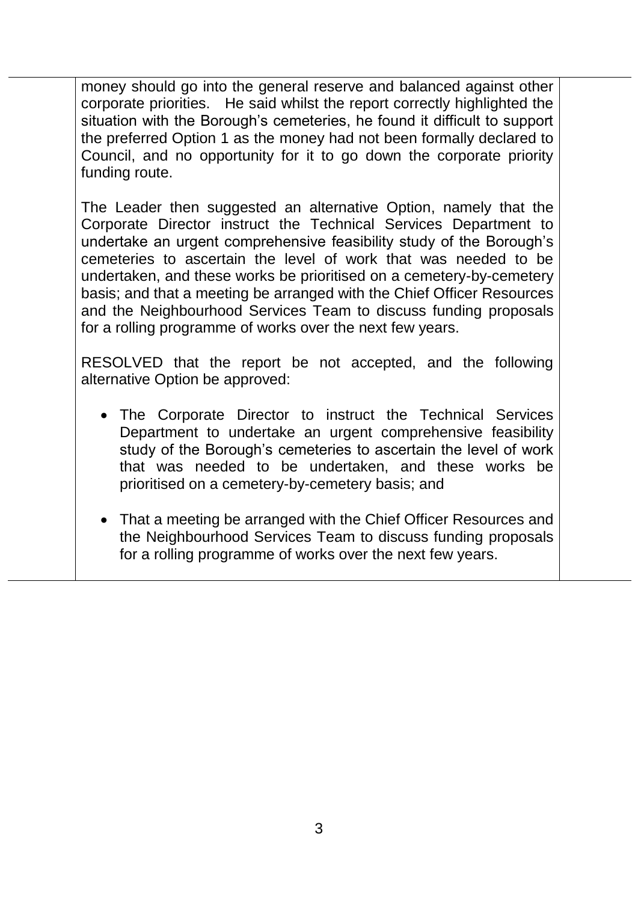money should go into the general reserve and balanced against other corporate priorities. He said whilst the report correctly highlighted the situation with the Borough's cemeteries, he found it difficult to support the preferred Option 1 as the money had not been formally declared to Council, and no opportunity for it to go down the corporate priority funding route.

The Leader then suggested an alternative Option, namely that the Corporate Director instruct the Technical Services Department to undertake an urgent comprehensive feasibility study of the Borough's cemeteries to ascertain the level of work that was needed to be undertaken, and these works be prioritised on a cemetery-by-cemetery basis; and that a meeting be arranged with the Chief Officer Resources and the Neighbourhood Services Team to discuss funding proposals for a rolling programme of works over the next few years.

RESOLVED that the report be not accepted, and the following alternative Option be approved:

- The Corporate Director to instruct the Technical Services Department to undertake an urgent comprehensive feasibility study of the Borough's cemeteries to ascertain the level of work that was needed to be undertaken, and these works be prioritised on a cemetery-by-cemetery basis; and
- That a meeting be arranged with the Chief Officer Resources and the Neighbourhood Services Team to discuss funding proposals for a rolling programme of works over the next few years.